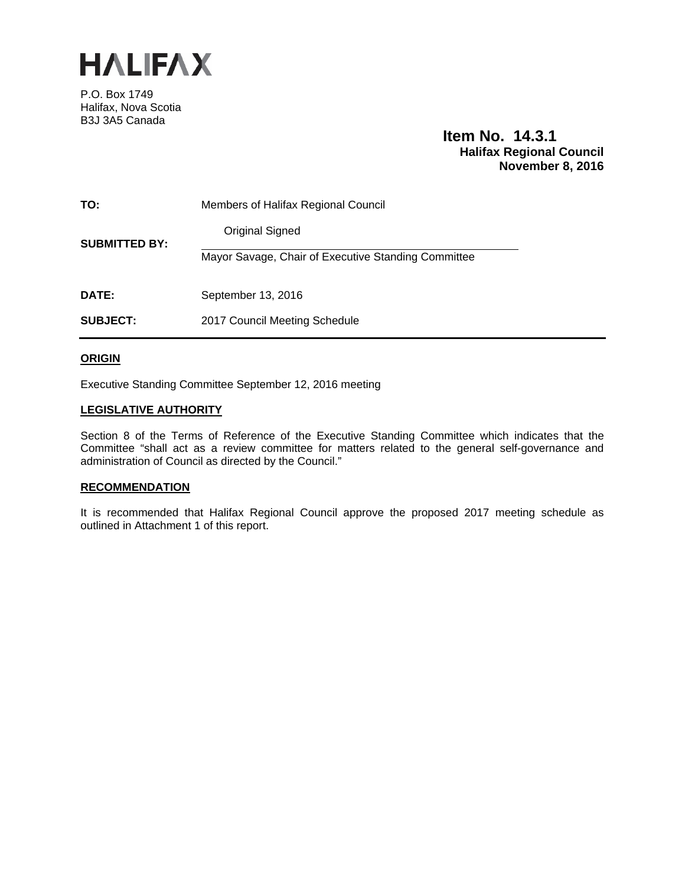# HALIFAX

P.O. Box 1749
Halifax, Nova Scotia
B3J 3A5 Canada

**Item No. 14.3.1**
**Halifax Regional Council**
**November 8, 2016**

| | |
|---|---|
| **TO:** | Members of Halifax Regional Council |
| **SUBMITTED BY:** | Original Signed<br>Mayor Savage, Chair of Executive Standing Committee |
| **DATE:** | September 13, 2016 |
| **SUBJECT:** | 2017 Council Meeting Schedule |

## ORIGIN

Executive Standing Committee September 12, 2016 meeting

## LEGISLATIVE AUTHORITY

Section 8 of the Terms of Reference of the Executive Standing Committee which indicates that the Committee "shall act as a review committee for matters related to the general self-governance and administration of Council as directed by the Council."

## RECOMMENDATION

It is recommended that Halifax Regional Council approve the proposed 2017 meeting schedule as outlined in Attachment 1 of this report.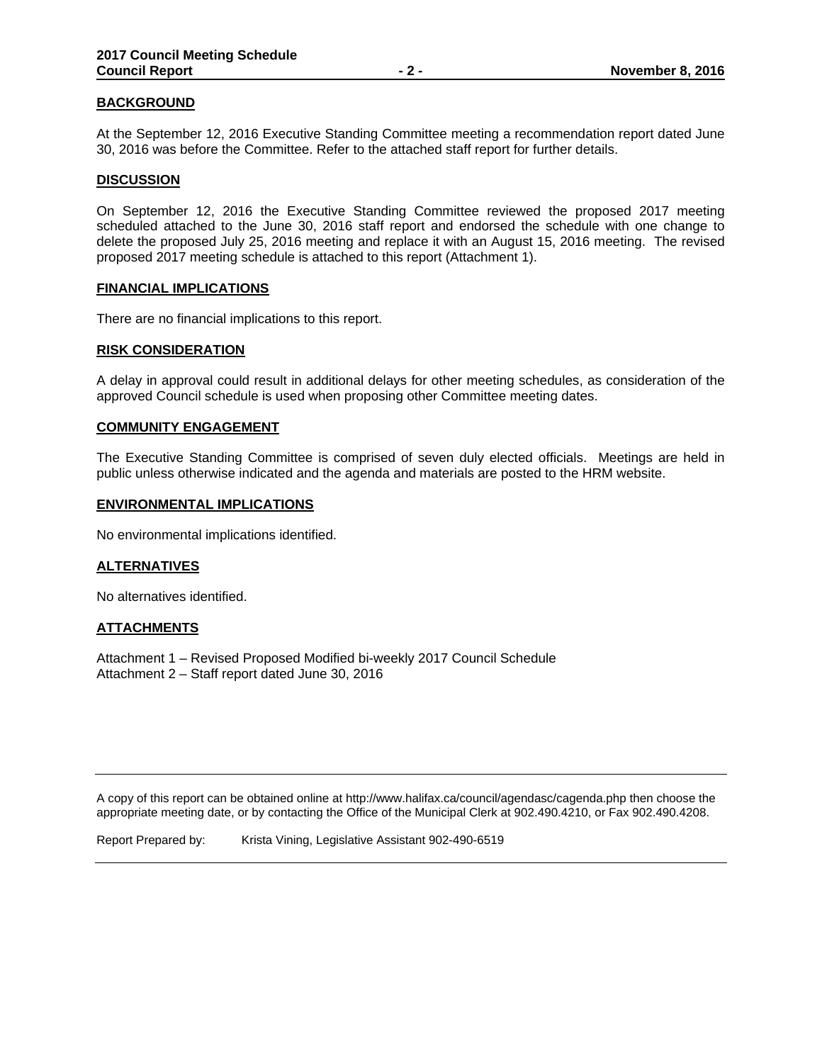**BACKGROUND**

At the September 12, 2016 Executive Standing Committee meeting a recommendation report dated June 30, 2016 was before the Committee. Refer to the attached staff report for further details.

**DISCUSSION**

On September 12, 2016 the Executive Standing Committee reviewed the proposed 2017 meeting scheduled attached to the June 30, 2016 staff report and endorsed the schedule with one change to delete the proposed July 25, 2016 meeting and replace it with an August 15, 2016 meeting. The revised proposed 2017 meeting schedule is attached to this report (Attachment 1).

**FINANCIAL IMPLICATIONS**

There are no financial implications to this report.

**RISK CONSIDERATION**

A delay in approval could result in additional delays for other meeting schedules, as consideration of the approved Council schedule is used when proposing other Committee meeting dates.

**COMMUNITY ENGAGEMENT**

The Executive Standing Committee is comprised of seven duly elected officials. Meetings are held in public unless otherwise indicated and the agenda and materials are posted to the HRM website.

**ENVIRONMENTAL IMPLICATIONS**

No environmental implications identified.

**ALTERNATIVES**

No alternatives identified.

**ATTACHMENTS**

Attachment 1 – Revised Proposed Modified bi-weekly 2017 Council Schedule
Attachment 2 – Staff report dated June 30, 2016

---

A copy of this report can be obtained online at http://www.halifax.ca/council/agendasc/cagenda.php then choose the appropriate meeting date, or by contacting the Office of the Municipal Clerk at 902.490.4210, or Fax 902.490.4208.

Report Prepared by: Krista Vining, Legislative Assistant 902-490-6519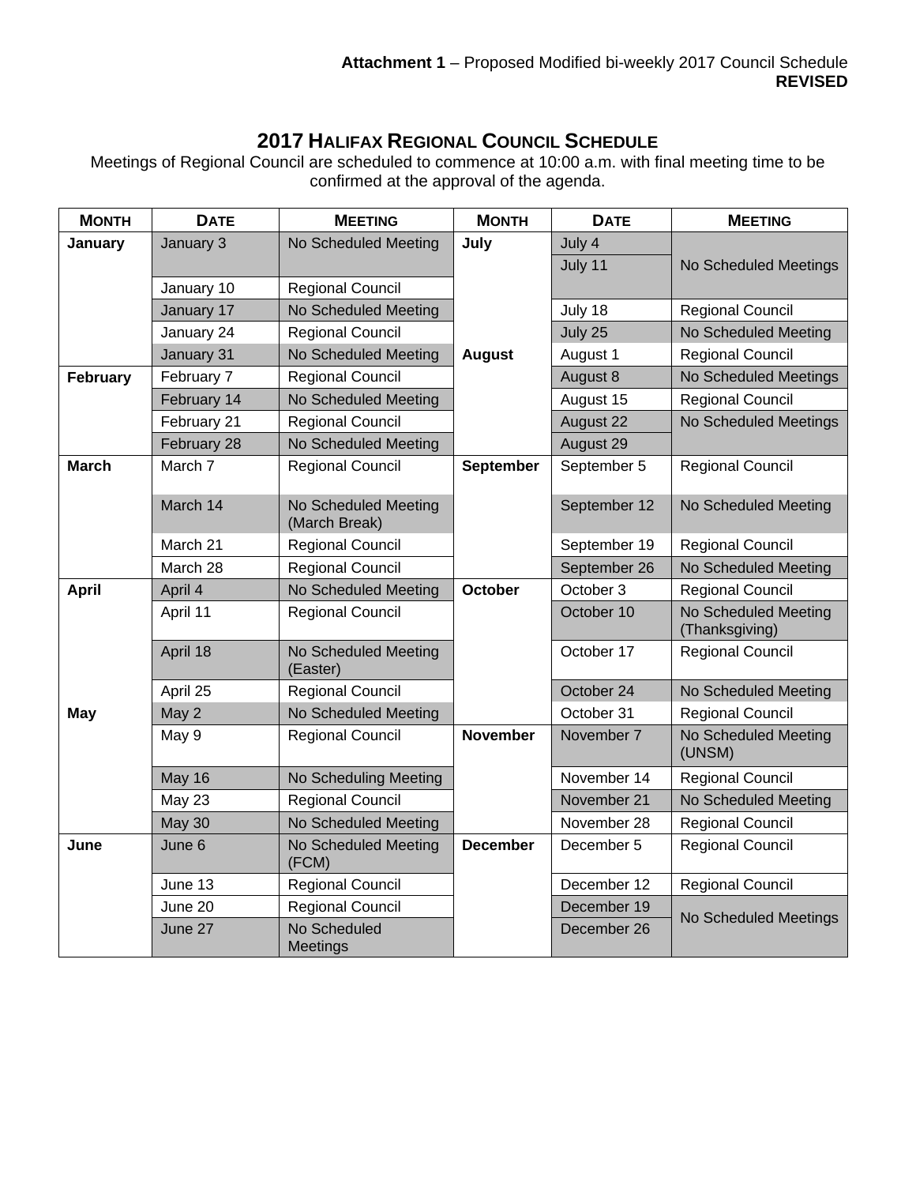**Attachment 1** – Proposed Modified bi-weekly 2017 Council Schedule
**REVISED**

# 2017 HALIFAX REGIONAL COUNCIL SCHEDULE

Meetings of Regional Council are scheduled to commence at 10:00 a.m. with final meeting time to be confirmed at the approval of the agenda.

| MONTH | DATE | MEETING | MONTH | DATE | MEETING |
|---|---|---|---|---|---|
| **January** | January 3 | No Scheduled Meeting | **July** | July 4 | No Scheduled Meetings |
| | | | | July 11 | |
| | January 10 | Regional Council | | | |
| | January 17 | No Scheduled Meeting | | July 18 | Regional Council |
| | January 24 | Regional Council | | July 25 | No Scheduled Meeting |
| | January 31 | No Scheduled Meeting | **August** | August 1 | Regional Council |
| **February** | February 7 | Regional Council | | August 8 | No Scheduled Meetings |
| | February 14 | No Scheduled Meeting | | August 15 | Regional Council |
| | February 21 | Regional Council | | August 22 | No Scheduled Meetings |
| | February 28 | No Scheduled Meeting | | August 29 | |
| **March** | March 7 | Regional Council | **September** | September 5 | Regional Council |
| | March 14 | No Scheduled Meeting (March Break) | | September 12 | No Scheduled Meeting |
| | March 21 | Regional Council | | September 19 | Regional Council |
| | March 28 | Regional Council | | September 26 | No Scheduled Meeting |
| **April** | April 4 | No Scheduled Meeting | **October** | October 3 | Regional Council |
| | April 11 | Regional Council | | October 10 | No Scheduled Meeting (Thanksgiving) |
| | April 18 | No Scheduled Meeting (Easter) | | October 17 | Regional Council |
| | April 25 | Regional Council | | October 24 | No Scheduled Meeting |
| **May** | May 2 | No Scheduled Meeting | | October 31 | Regional Council |
| | May 9 | Regional Council | **November** | November 7 | No Scheduled Meeting (UNSM) |
| | May 16 | No Scheduling Meeting | | November 14 | Regional Council |
| | May 23 | Regional Council | | November 21 | No Scheduled Meeting |
| | May 30 | No Scheduled Meeting | | November 28 | Regional Council |
| **June** | June 6 | No Scheduled Meeting (FCM) | **December** | December 5 | Regional Council |
| | June 13 | Regional Council | | December 12 | Regional Council |
| | June 20 | Regional Council | | December 19 | No Scheduled Meetings |
| | June 27 | No Scheduled Meetings | | December 26 | |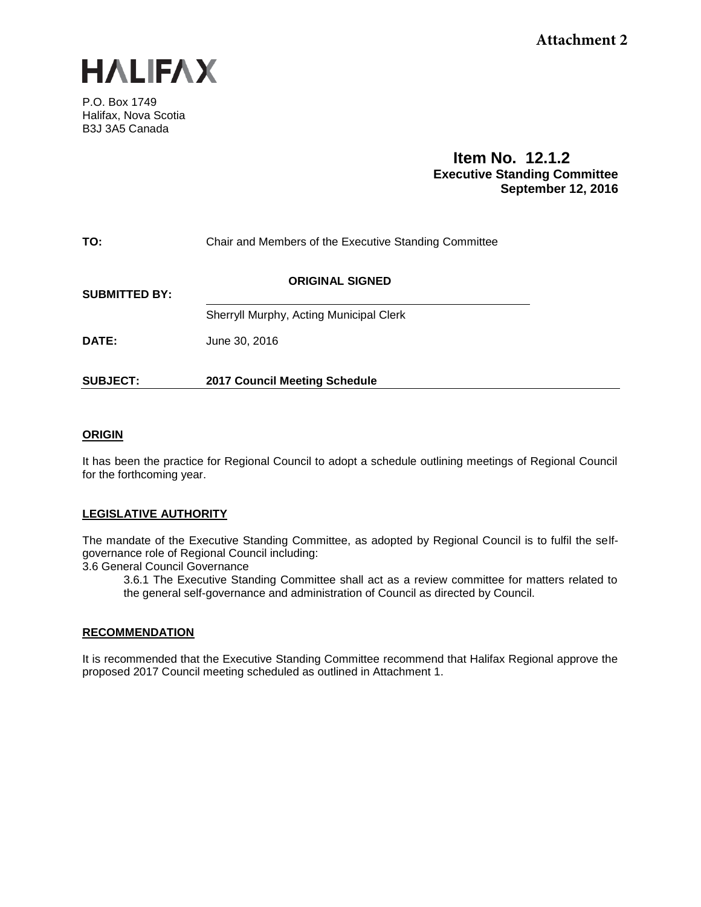**Attachment 2**

HALIFAX

P.O. Box 1749
Halifax, Nova Scotia
B3J 3A5 Canada

**Item No. 12.1.2**
**Executive Standing Committee**
**September 12, 2016**

**TO:** Chair and Members of the Executive Standing Committee

**SUBMITTED BY:** **ORIGINAL SIGNED**

Sherryll Murphy, Acting Municipal Clerk

**DATE:** June 30, 2016

**SUBJECT:** **2017 Council Meeting Schedule**

## ORIGIN

It has been the practice for Regional Council to adopt a schedule outlining meetings of Regional Council for the forthcoming year.

## LEGISLATIVE AUTHORITY

The mandate of the Executive Standing Committee, as adopted by Regional Council is to fulfil the self-governance role of Regional Council including:

3.6 General Council Governance

3.6.1 The Executive Standing Committee shall act as a review committee for matters related to the general self-governance and administration of Council as directed by Council.

## RECOMMENDATION

It is recommended that the Executive Standing Committee recommend that Halifax Regional approve the proposed 2017 Council meeting scheduled as outlined in Attachment 1.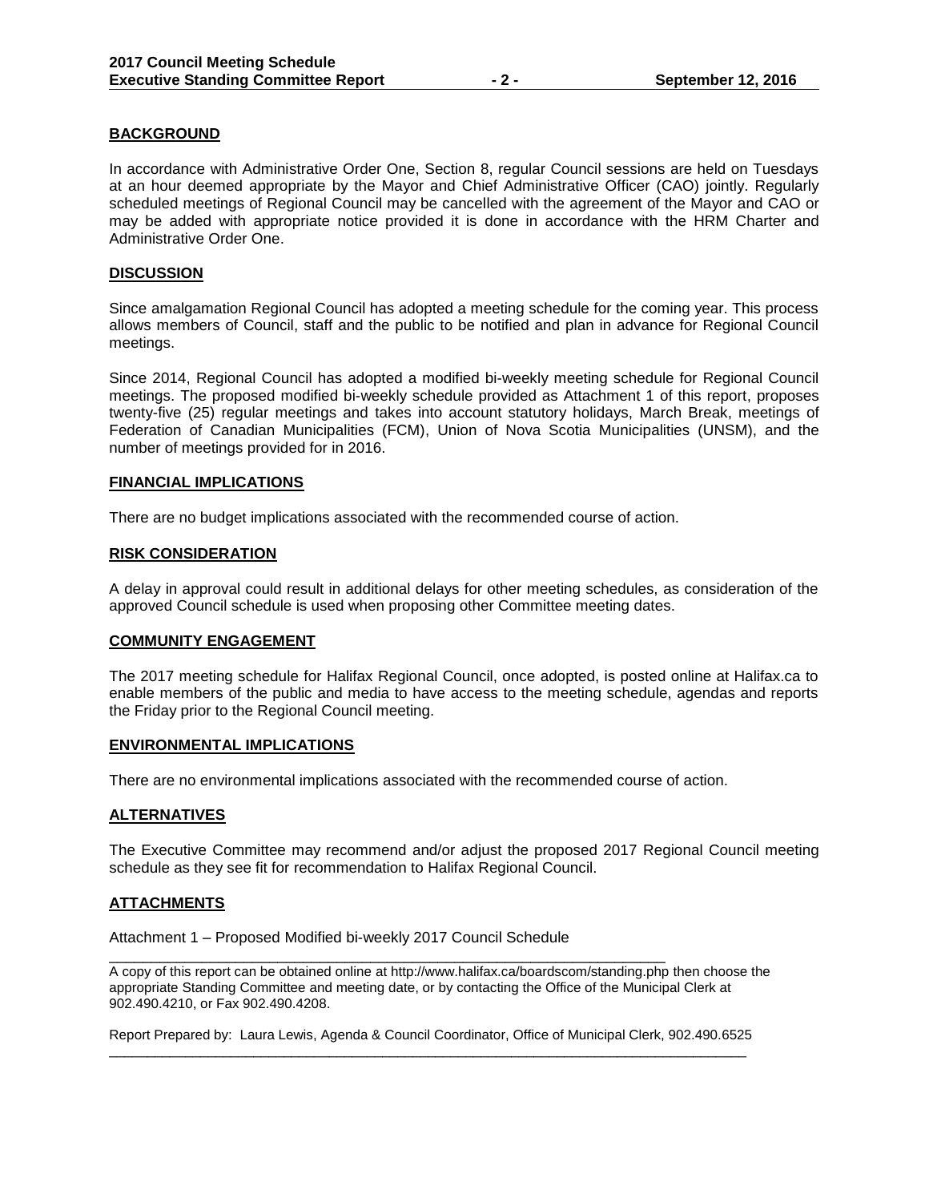## BACKGROUND

In accordance with Administrative Order One, Section 8, regular Council sessions are held on Tuesdays at an hour deemed appropriate by the Mayor and Chief Administrative Officer (CAO) jointly. Regularly scheduled meetings of Regional Council may be cancelled with the agreement of the Mayor and CAO or may be added with appropriate notice provided it is done in accordance with the HRM Charter and Administrative Order One.

## DISCUSSION

Since amalgamation Regional Council has adopted a meeting schedule for the coming year. This process allows members of Council, staff and the public to be notified and plan in advance for Regional Council meetings.

Since 2014, Regional Council has adopted a modified bi-weekly meeting schedule for Regional Council meetings. The proposed modified bi-weekly schedule provided as Attachment 1 of this report, proposes twenty-five (25) regular meetings and takes into account statutory holidays, March Break, meetings of Federation of Canadian Municipalities (FCM), Union of Nova Scotia Municipalities (UNSM), and the number of meetings provided for in 2016.

## FINANCIAL IMPLICATIONS

There are no budget implications associated with the recommended course of action.

## RISK CONSIDERATION

A delay in approval could result in additional delays for other meeting schedules, as consideration of the approved Council schedule is used when proposing other Committee meeting dates.

## COMMUNITY ENGAGEMENT

The 2017 meeting schedule for Halifax Regional Council, once adopted, is posted online at Halifax.ca to enable members of the public and media to have access to the meeting schedule, agendas and reports the Friday prior to the Regional Council meeting.

## ENVIRONMENTAL IMPLICATIONS

There are no environmental implications associated with the recommended course of action.

## ALTERNATIVES

The Executive Committee may recommend and/or adjust the proposed 2017 Regional Council meeting schedule as they see fit for recommendation to Halifax Regional Council.

## ATTACHMENTS

Attachment 1 – Proposed Modified bi-weekly 2017 Council Schedule

---

A copy of this report can be obtained online at http://www.halifax.ca/boardscom/standing.php then choose the appropriate Standing Committee and meeting date, or by contacting the Office of the Municipal Clerk at 902.490.4210, or Fax 902.490.4208.

Report Prepared by: Laura Lewis, Agenda & Council Coordinator, Office of Municipal Clerk, 902.490.6525

---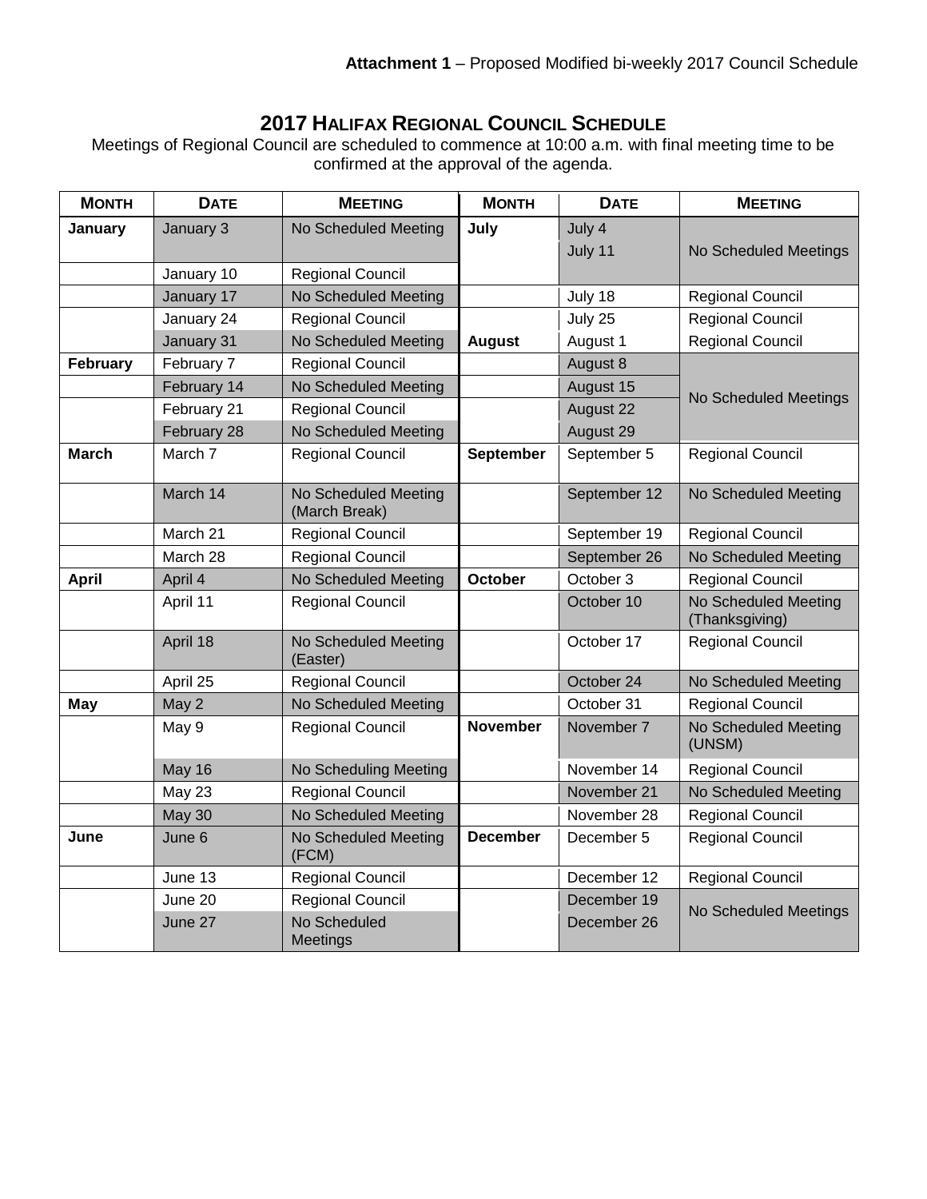**Attachment 1** – Proposed Modified bi-weekly 2017 Council Schedule

# 2017 Halifax Regional Council Schedule

Meetings of Regional Council are scheduled to commence at 10:00 a.m. with final meeting time to be confirmed at the approval of the agenda.

| Month | Date | Meeting | Month | Date | Meeting |
|---|---|---|---|---|---|
| **January** | January 3 | No Scheduled Meeting | **July** | July 4 | No Scheduled Meetings |
| | | | | July 11 | |
| | January 10 | Regional Council | | | |
| | January 17 | No Scheduled Meeting | | July 18 | Regional Council |
| | January 24 | Regional Council | | July 25 | Regional Council |
| | January 31 | No Scheduled Meeting | **August** | August 1 | Regional Council |
| **February** | February 7 | Regional Council | | August 8 | No Scheduled Meetings |
| | February 14 | No Scheduled Meeting | | August 15 | |
| | February 21 | Regional Council | | August 22 | |
| | February 28 | No Scheduled Meeting | | August 29 | |
| **March** | March 7 | Regional Council | **September** | September 5 | Regional Council |
| | March 14 | No Scheduled Meeting (March Break) | | September 12 | No Scheduled Meeting |
| | March 21 | Regional Council | | September 19 | Regional Council |
| | March 28 | Regional Council | | September 26 | No Scheduled Meeting |
| **April** | April 4 | No Scheduled Meeting | **October** | October 3 | Regional Council |
| | April 11 | Regional Council | | October 10 | No Scheduled Meeting (Thanksgiving) |
| | April 18 | No Scheduled Meeting (Easter) | | October 17 | Regional Council |
| | April 25 | Regional Council | | October 24 | No Scheduled Meeting |
| **May** | May 2 | No Scheduled Meeting | | October 31 | Regional Council |
| | May 9 | Regional Council | **November** | November 7 | No Scheduled Meeting (UNSM) |
| | May 16 | No Scheduling Meeting | | November 14 | Regional Council |
| | May 23 | Regional Council | | November 21 | No Scheduled Meeting |
| | May 30 | No Scheduled Meeting | | November 28 | Regional Council |
| **June** | June 6 | No Scheduled Meeting (FCM) | **December** | December 5 | Regional Council |
| | June 13 | Regional Council | | December 12 | Regional Council |
| | June 20 | Regional Council | | December 19 | No Scheduled Meetings |
| | June 27 | No Scheduled Meetings | | December 26 | |